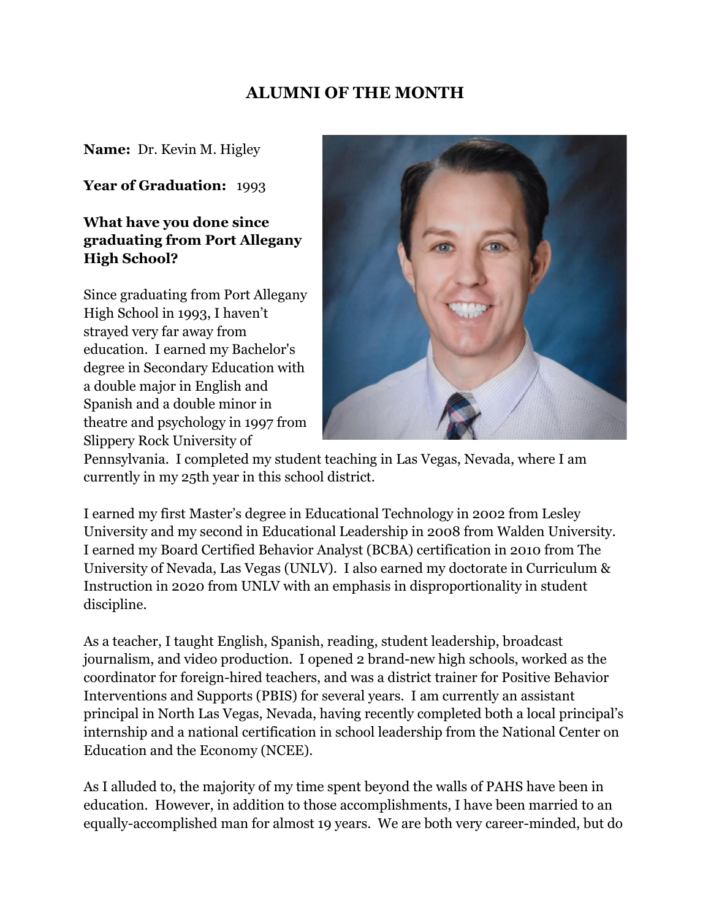# ALUMNI OF THE MONTH

**Name:** Dr. Kevin M. Higley

**Year of Graduation:** 1993

**What have you done since graduating from Port Allegany High School?**

Since graduating from Port Allegany High School in 1993, I haven't strayed very far away from education. I earned my Bachelor's degree in Secondary Education with a double major in English and Spanish and a double minor in theatre and psychology in 1997 from Slippery Rock University of Pennsylvania. I completed my student teaching in Las Vegas, Nevada, where I am currently in my 25th year in this school district.

I earned my first Master's degree in Educational Technology in 2002 from Lesley University and my second in Educational Leadership in 2008 from Walden University. I earned my Board Certified Behavior Analyst (BCBA) certification in 2010 from The University of Nevada, Las Vegas (UNLV). I also earned my doctorate in Curriculum & Instruction in 2020 from UNLV with an emphasis in disproportionality in student discipline.

As a teacher, I taught English, Spanish, reading, student leadership, broadcast journalism, and video production. I opened 2 brand-new high schools, worked as the coordinator for foreign-hired teachers, and was a district trainer for Positive Behavior Interventions and Supports (PBIS) for several years. I am currently an assistant principal in North Las Vegas, Nevada, having recently completed both a local principal's internship and a national certification in school leadership from the National Center on Education and the Economy (NCEE).

As I alluded to, the majority of my time spent beyond the walls of PAHS have been in education. However, in addition to those accomplishments, I have been married to an equally-accomplished man for almost 19 years. We are both very career-minded, but do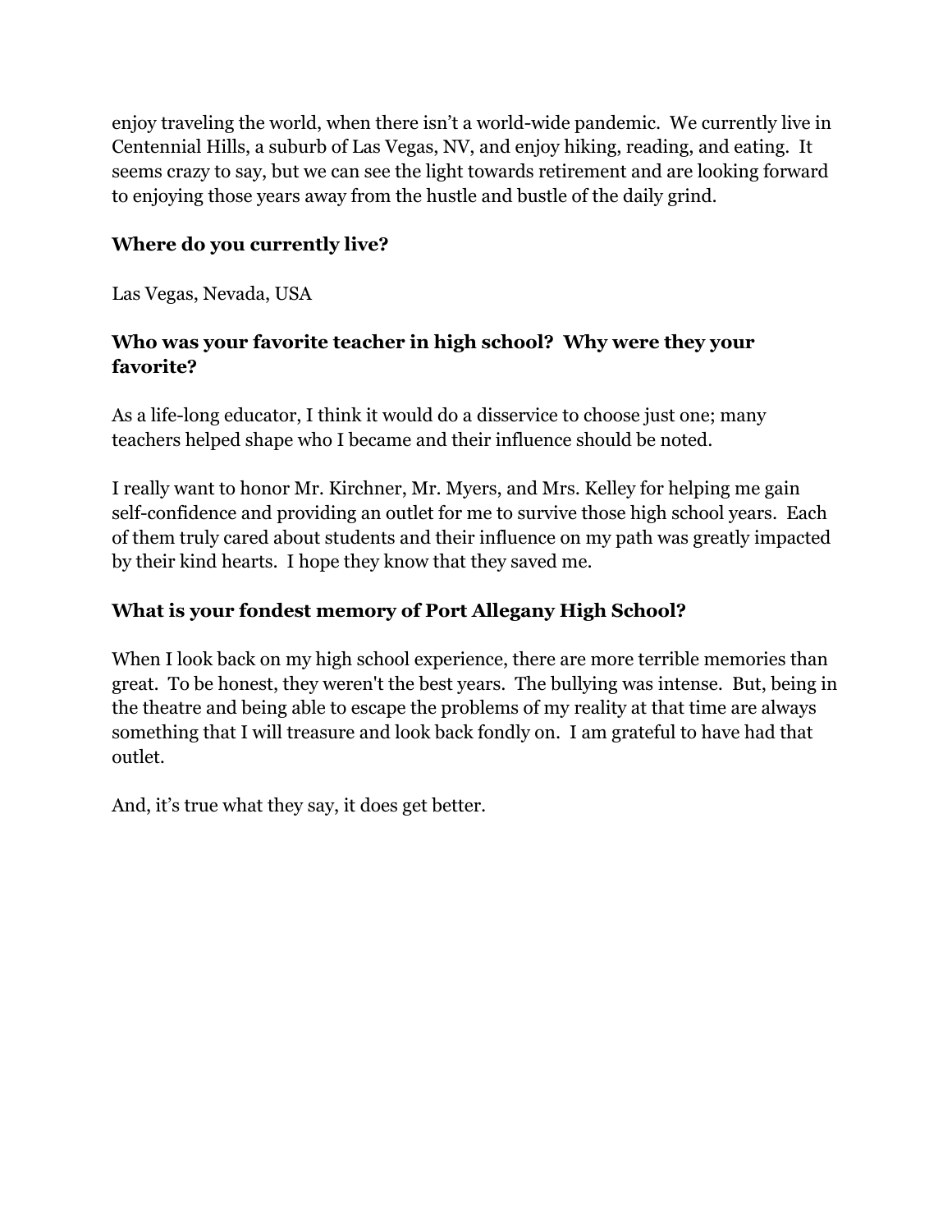enjoy traveling the world, when there isn't a world-wide pandemic. We currently live in Centennial Hills, a suburb of Las Vegas, NV, and enjoy hiking, reading, and eating. It seems crazy to say, but we can see the light towards retirement and are looking forward to enjoying those years away from the hustle and bustle of the daily grind.

**Where do you currently live?**

Las Vegas, Nevada, USA

**Who was your favorite teacher in high school? Why were they your favorite?**

As a life-long educator, I think it would do a disservice to choose just one; many teachers helped shape who I became and their influence should be noted.

I really want to honor Mr. Kirchner, Mr. Myers, and Mrs. Kelley for helping me gain self-confidence and providing an outlet for me to survive those high school years. Each of them truly cared about students and their influence on my path was greatly impacted by their kind hearts. I hope they know that they saved me.

**What is your fondest memory of Port Allegany High School?**

When I look back on my high school experience, there are more terrible memories than great. To be honest, they weren't the best years. The bullying was intense. But, being in the theatre and being able to escape the problems of my reality at that time are always something that I will treasure and look back fondly on. I am grateful to have had that outlet.

And, it's true what they say, it does get better.